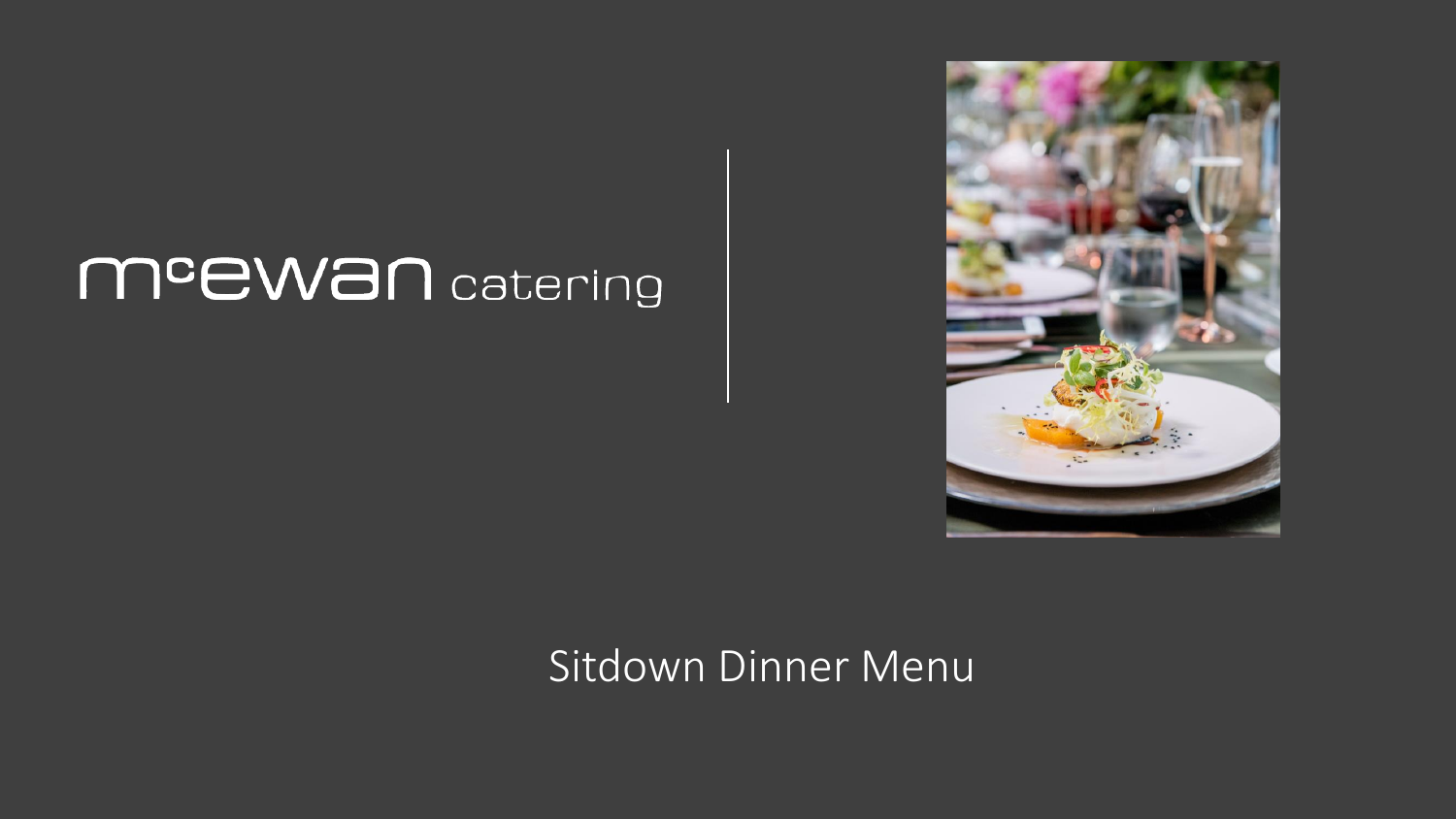# mcewan catering

Sitdown Dinner Menu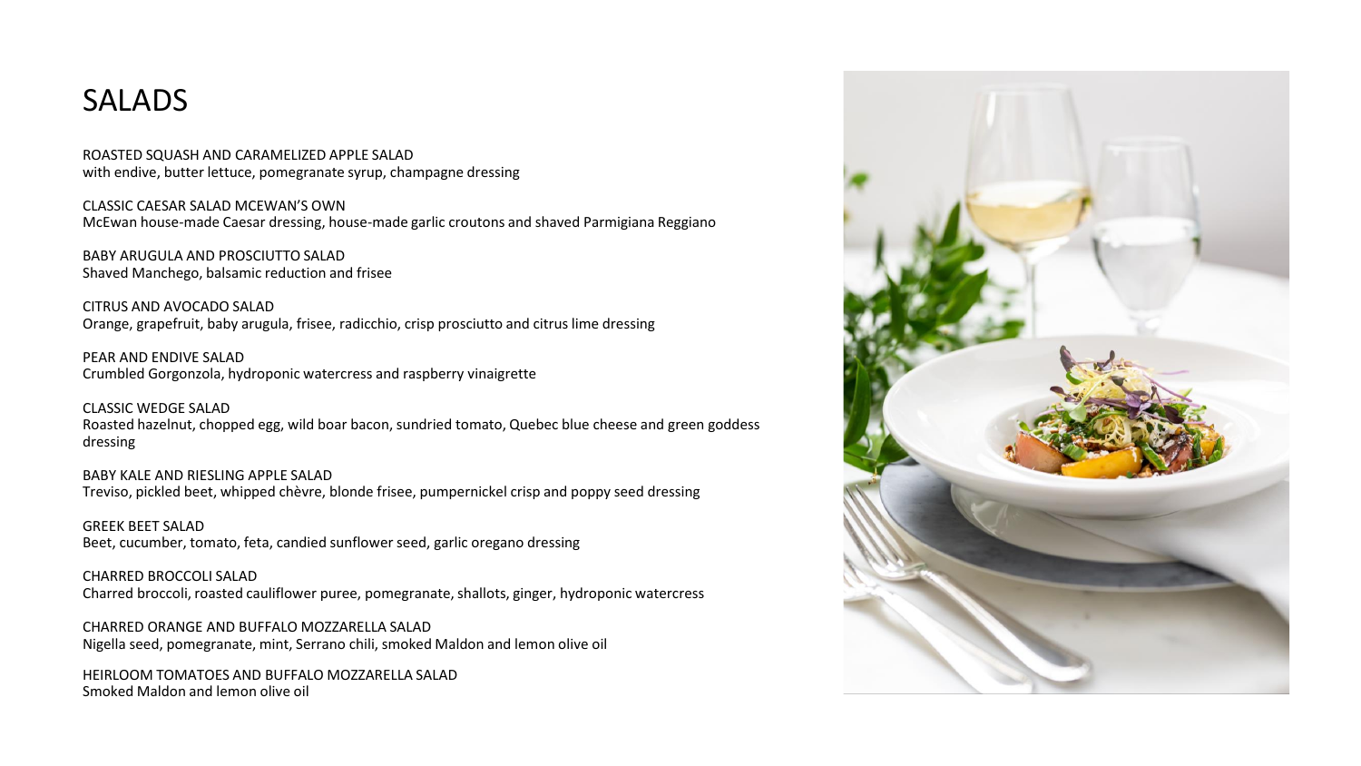# SALADS

ROASTED SQUASH AND CARAMELIZED APPLE SALAD
with endive, butter lettuce, pomegranate syrup, champagne dressing

CLASSIC CAESAR SALAD MCEWAN'S OWN
McEwan house-made Caesar dressing, house-made garlic croutons and shaved Parmigiana Reggiano

BABY ARUGULA AND PROSCIUTTO SALAD
Shaved Manchego, balsamic reduction and frisee

CITRUS AND AVOCADO SALAD
Orange, grapefruit, baby arugula, frisee, radicchio, crisp prosciutto and citrus lime dressing

PEAR AND ENDIVE SALAD
Crumbled Gorgonzola, hydroponic watercress and raspberry vinaigrette

CLASSIC WEDGE SALAD
Roasted hazelnut, chopped egg, wild boar bacon, sundried tomato, Quebec blue cheese and green goddess dressing

BABY KALE AND RIESLING APPLE SALAD
Treviso, pickled beet, whipped chèvre, blonde frisee, pumpernickel crisp and poppy seed dressing

GREEK BEET SALAD
Beet, cucumber, tomato, feta, candied sunflower seed, garlic oregano dressing

CHARRED BROCCOLI SALAD
Charred broccoli, roasted cauliflower puree, pomegranate, shallots, ginger, hydroponic watercress

CHARRED ORANGE AND BUFFALO MOZZARELLA SALAD
Nigella seed, pomegranate, mint, Serrano chili, smoked Maldon and lemon olive oil

HEIRLOOM TOMATOES AND BUFFALO MOZZARELLA SALAD
Smoked Maldon and lemon olive oil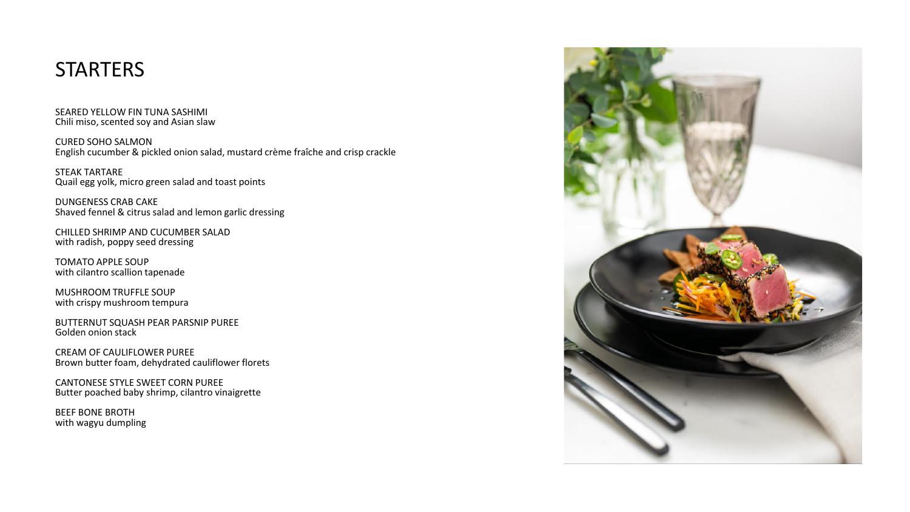# STARTERS

SEARED YELLOW FIN TUNA SASHIMI
Chili miso, scented soy and Asian slaw

CURED SOHO SALMON
English cucumber & pickled onion salad, mustard crème fraîche and crisp crackle

STEAK TARTARE
Quail egg yolk, micro green salad and toast points

DUNGENESS CRAB CAKE
Shaved fennel & citrus salad and lemon garlic dressing

CHILLED SHRIMP AND CUCUMBER SALAD
with radish, poppy seed dressing

TOMATO APPLE SOUP
with cilantro scallion tapenade

MUSHROOM TRUFFLE SOUP
with crispy mushroom tempura

BUTTERNUT SQUASH PEAR PARSNIP PUREE
Golden onion stack

CREAM OF CAULIFLOWER PUREE
Brown butter foam, dehydrated cauliflower florets

CANTONESE STYLE SWEET CORN PUREE
Butter poached baby shrimp, cilantro vinaigrette

BEEF BONE BROTH
with wagyu dumpling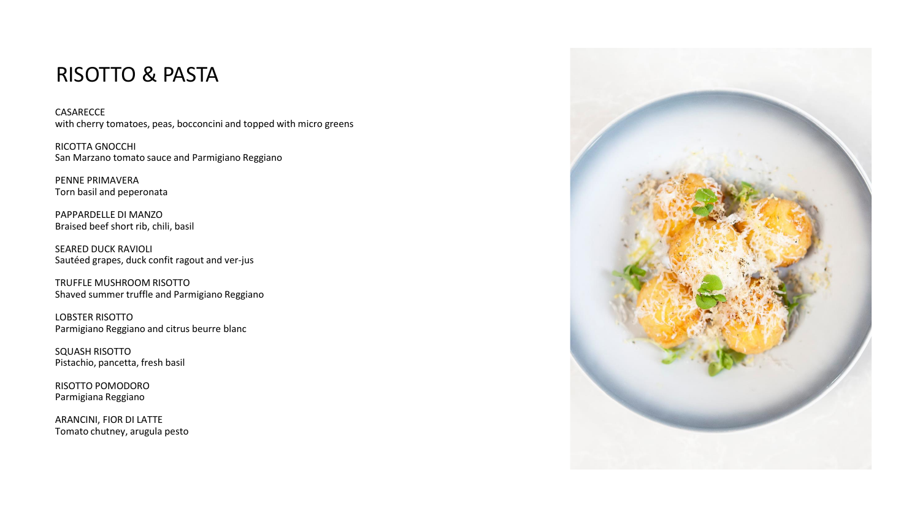# RISOTTO & PASTA

CASARECCE
with cherry tomatoes, peas, bocconcini and topped with micro greens

RICOTTA GNOCCHI
San Marzano tomato sauce and Parmigiano Reggiano

PENNE PRIMAVERA
Torn basil and peperonata

PAPPARDELLE DI MANZO
Braised beef short rib, chili, basil

SEARED DUCK RAVIOLI
Sautéed grapes, duck confit ragout and ver-jus

TRUFFLE MUSHROOM RISOTTO
Shaved summer truffle and Parmigiano Reggiano

LOBSTER RISOTTO
Parmigiano Reggiano and citrus beurre blanc

SQUASH RISOTTO
Pistachio, pancetta, fresh basil

RISOTTO POMODORO
Parmigiana Reggiano

ARANCINI, FIOR DI LATTE
Tomato chutney, arugula pesto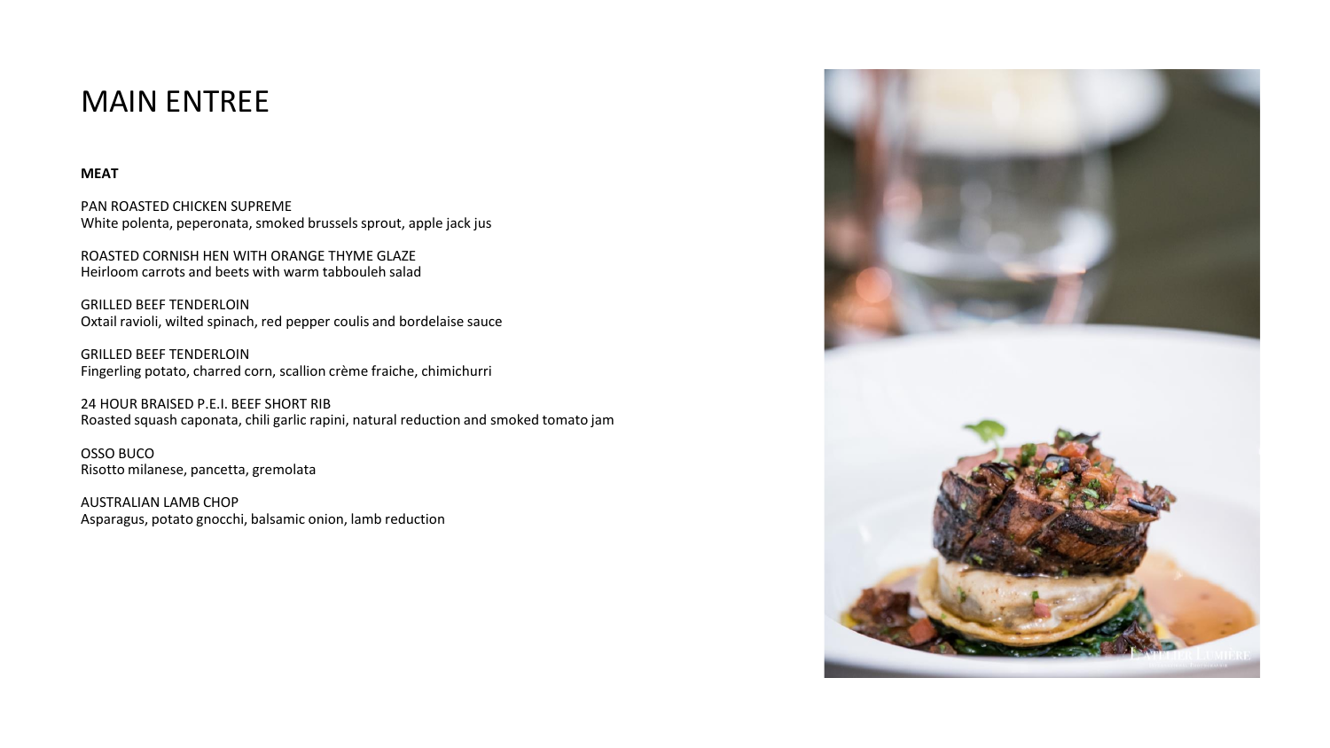# MAIN ENTREE

**MEAT**

PAN ROASTED CHICKEN SUPREME
White polenta, peperonata, smoked brussels sprout, apple jack jus

ROASTED CORNISH HEN WITH ORANGE THYME GLAZE
Heirloom carrots and beets with warm tabbouleh salad

GRILLED BEEF TENDERLOIN
Oxtail ravioli, wilted spinach, red pepper coulis and bordelaise sauce

GRILLED BEEF TENDERLOIN
Fingerling potato, charred corn, scallion crème fraiche, chimichurri

24 HOUR BRAISED P.E.I. BEEF SHORT RIB
Roasted squash caponata, chili garlic rapini, natural reduction and smoked tomato jam

OSSO BUCO
Risotto milanese, pancetta, gremolata

AUSTRALIAN LAMB CHOP
Asparagus, potato gnocchi, balsamic onion, lamb reduction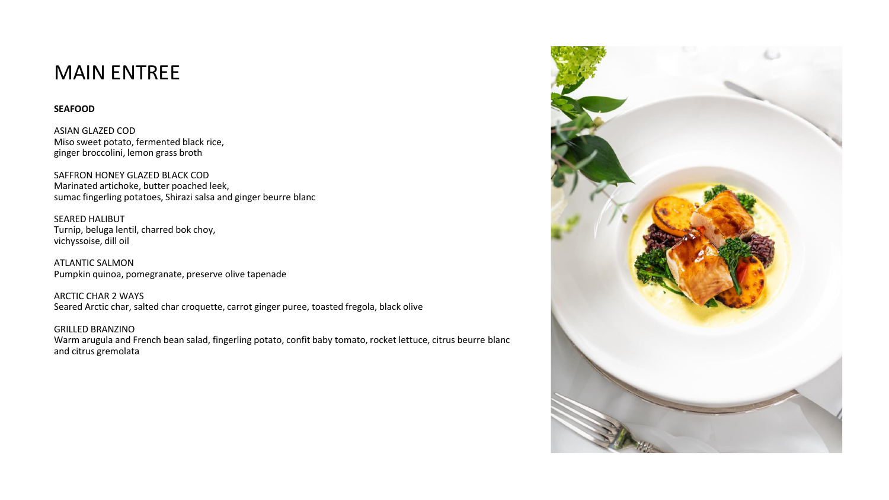# MAIN ENTREE

**SEAFOOD**

ASIAN GLAZED COD
Miso sweet potato, fermented black rice,
ginger broccolini, lemon grass broth

SAFFRON HONEY GLAZED BLACK COD
Marinated artichoke, butter poached leek,
sumac fingerling potatoes, Shirazi salsa and ginger beurre blanc

SEARED HALIBUT
Turnip, beluga lentil, charred bok choy,
vichyssoise, dill oil

ATLANTIC SALMON
Pumpkin quinoa, pomegranate, preserve olive tapenade

ARCTIC CHAR 2 WAYS
Seared Arctic char, salted char croquette, carrot ginger puree, toasted fregola, black olive

GRILLED BRANZINO
Warm arugula and French bean salad, fingerling potato, confit baby tomato, rocket lettuce, citrus beurre blanc and citrus gremolata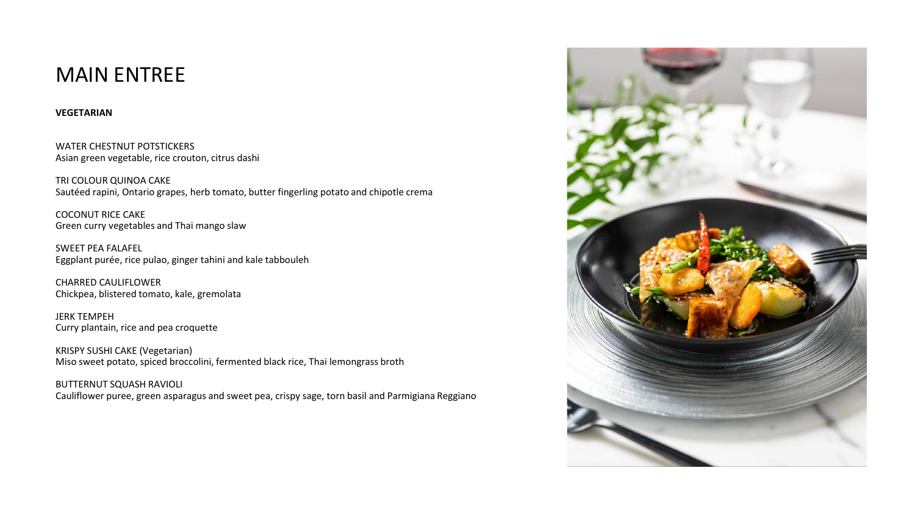# MAIN ENTREE

**VEGETARIAN**

WATER CHESTNUT POTSTICKERS
Asian green vegetable, rice crouton, citrus dashi

TRI COLOUR QUINOA CAKE
Sautéed rapini, Ontario grapes, herb tomato, butter fingerling potato and chipotle crema

COCONUT RICE CAKE
Green curry vegetables and Thai mango slaw

SWEET PEA FALAFEL
Eggplant purée, rice pulao, ginger tahini and kale tabbouleh

CHARRED CAULIFLOWER
Chickpea, blistered tomato, kale, gremolata

JERK TEMPEH
Curry plantain, rice and pea croquette

KRISPY SUSHI CAKE (Vegetarian)
Miso sweet potato, spiced broccolini, fermented black rice, Thai lemongrass broth

BUTTERNUT SQUASH RAVIOLI
Cauliflower puree, green asparagus and sweet pea, crispy sage, torn basil and Parmigiana Reggiano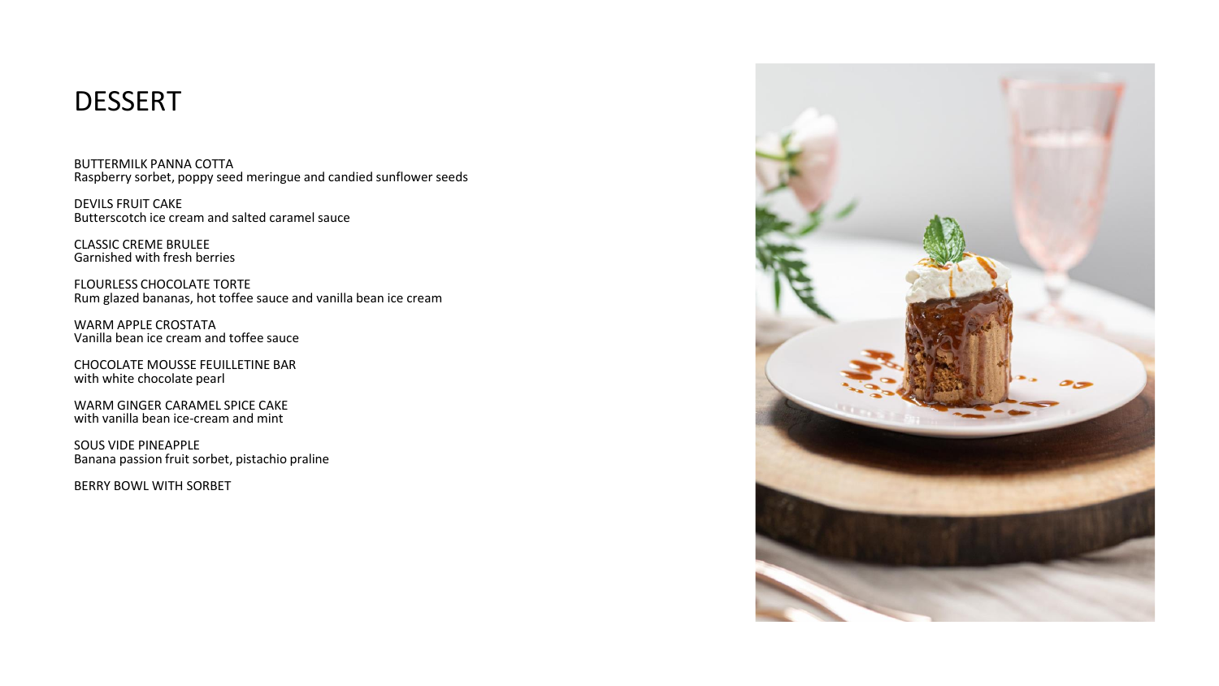# DESSERT

BUTTERMILK PANNA COTTA
Raspberry sorbet, poppy seed meringue and candied sunflower seeds

DEVILS FRUIT CAKE
Butterscotch ice cream and salted caramel sauce

CLASSIC CREME BRULEE
Garnished with fresh berries

FLOURLESS CHOCOLATE TORTE
Rum glazed bananas, hot toffee sauce and vanilla bean ice cream

WARM APPLE CROSTATA
Vanilla bean ice cream and toffee sauce

CHOCOLATE MOUSSE FEUILLETINE BAR
with white chocolate pearl

WARM GINGER CARAMEL SPICE CAKE
with vanilla bean ice-cream and mint

SOUS VIDE PINEAPPLE
Banana passion fruit sorbet, pistachio praline

BERRY BOWL WITH SORBET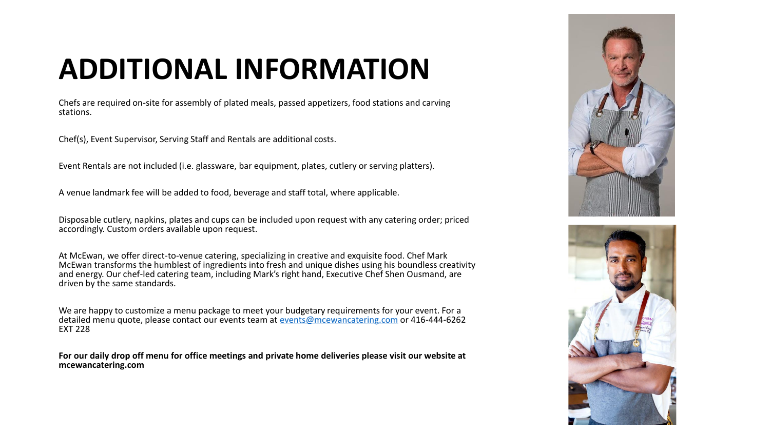# ADDITIONAL INFORMATION

Chefs are required on-site for assembly of plated meals, passed appetizers, food stations and carving stations.

Chef(s), Event Supervisor, Serving Staff and Rentals are additional costs.

Event Rentals are not included (i.e. glassware, bar equipment, plates, cutlery or serving platters).

A venue landmark fee will be added to food, beverage and staff total, where applicable.

Disposable cutlery, napkins, plates and cups can be included upon request with any catering order; priced accordingly. Custom orders available upon request.

At McEwan, we offer direct-to-venue catering, specializing in creative and exquisite food. Chef Mark McEwan transforms the humblest of ingredients into fresh and unique dishes using his boundless creativity and energy. Our chef-led catering team, including Mark's right hand, Executive Chef Shen Ousmand, are driven by the same standards.

We are happy to customize a menu package to meet your budgetary requirements for your event. For a detailed menu quote, please contact our events team at events@mcewancatering.com or 416-444-6262 EXT 228

**For our daily drop off menu for office meetings and private home deliveries please visit our website at mcewancatering.com**